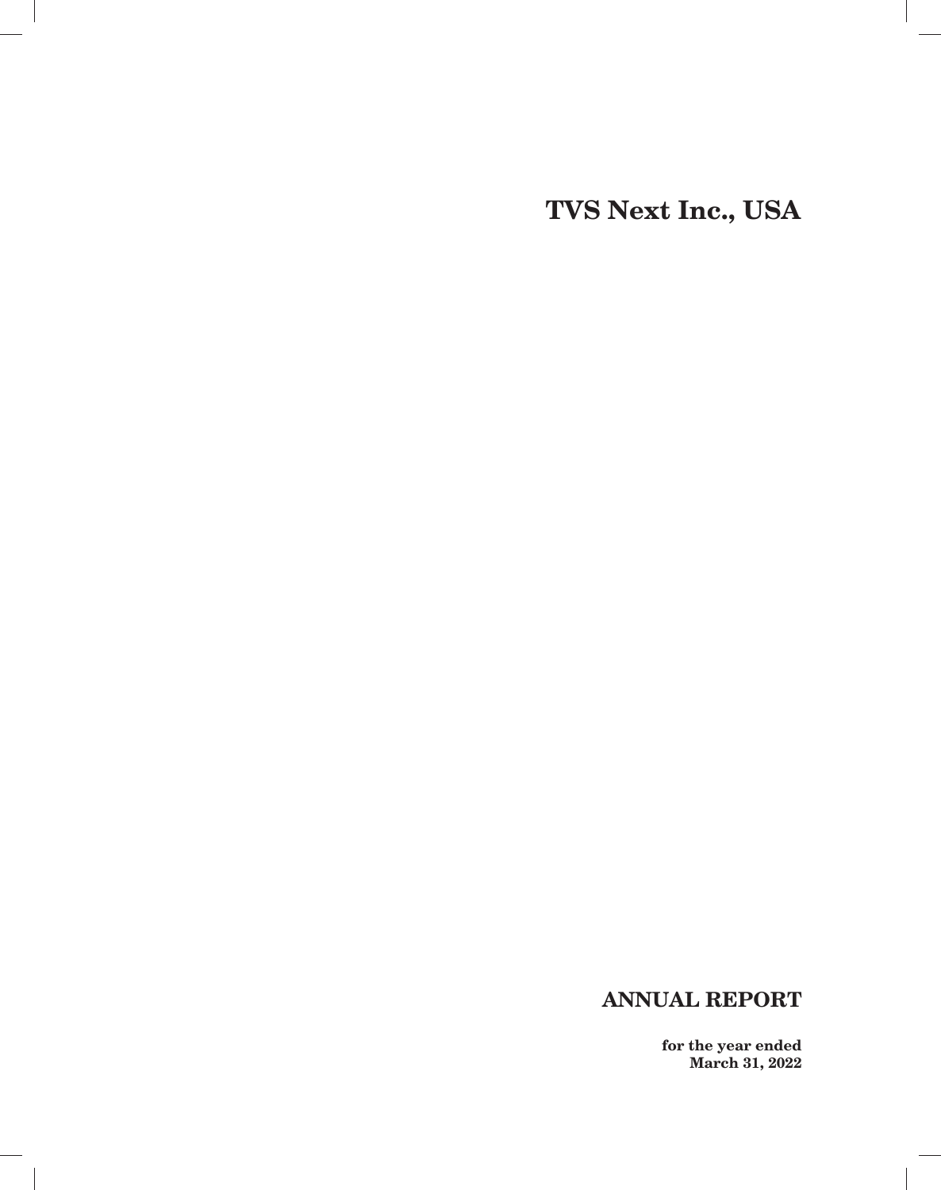# TVS Next Inc., USA

## ANNUAL REPORT

**for the year ended**
**March 31, 2022**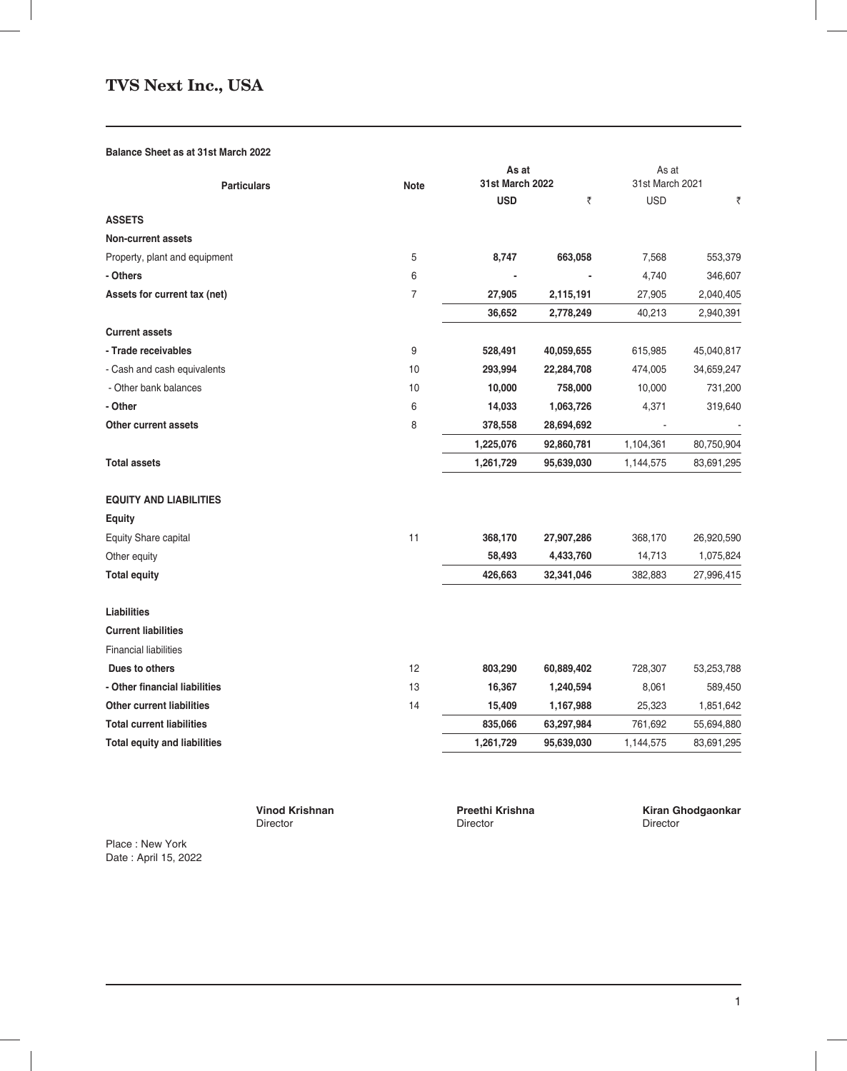# TVS Next Inc., USA

**Balance Sheet as at 31st March 2022**

| Particulars | Note | As at 31st March 2022 | | As at 31st March 2021 | |
|---|---|---|---|---|---|
| | | **USD** | **₹** | USD | ₹ |
| **ASSETS** | | | | | |
| **Non-current assets** | | | | | |
| Property, plant and equipment | 5 | **8,747** | **663,058** | 7,568 | 553,379 |
| **- Others** | 6 | **-** | **-** | 4,740 | 346,607 |
| **Assets for current tax (net)** | 7 | **27,905** | **2,115,191** | 27,905 | 2,040,405 |
| | | **36,652** | **2,778,249** | 40,213 | 2,940,391 |
| **Current assets** | | | | | |
| **- Trade receivables** | 9 | **528,491** | **40,059,655** | 615,985 | 45,040,817 |
| - Cash and cash equivalents | 10 | **293,994** | **22,284,708** | 474,005 | 34,659,247 |
| - Other bank balances | 10 | **10,000** | **758,000** | 10,000 | 731,200 |
| **- Other** | 6 | **14,033** | **1,063,726** | 4,371 | 319,640 |
| **Other current assets** | 8 | **378,558** | **28,694,692** | - | - |
| | | **1,225,076** | **92,860,781** | 1,104,361 | 80,750,904 |
| **Total assets** | | **1,261,729** | **95,639,030** | 1,144,575 | 83,691,295 |
| **EQUITY AND LIABILITIES** | | | | | |
| **Equity** | | | | | |
| Equity Share capital | 11 | **368,170** | **27,907,286** | 368,170 | 26,920,590 |
| Other equity | | **58,493** | **4,433,760** | 14,713 | 1,075,824 |
| **Total equity** | | **426,663** | **32,341,046** | 382,883 | 27,996,415 |
| **Liabilities** | | | | | |
| **Current liabilities** | | | | | |
| Financial liabilities | | | | | |
| **Dues to others** | 12 | **803,290** | **60,889,402** | 728,307 | 53,253,788 |
| **- Other financial liabilities** | 13 | **16,367** | **1,240,594** | 8,061 | 589,450 |
| **Other current liabilities** | 14 | **15,409** | **1,167,988** | 25,323 | 1,851,642 |
| **Total current liabilities** | | **835,066** | **63,297,984** | 761,692 | 55,694,880 |
| **Total equity and liabilities** | | **1,261,729** | **95,639,030** | 1,144,575 | 83,691,295 |

**Vinod Krishnan**
Director

**Preethi Krishna**
Director

**Kiran Ghodgaonkar**
Director

Place : New York
Date : April 15, 2022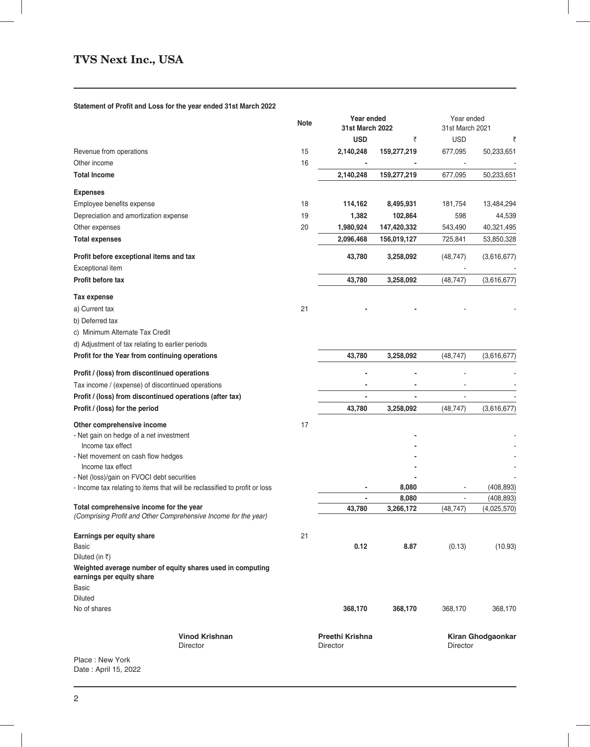# TVS Next Inc., USA

**Statement of Profit and Loss for the year ended 31st March 2022**

| | Note | Year ended 31st March 2022 | | Year ended 31st March 2021 | |
|---|---|---|---|---|---|
| | | **USD** | **₹** | USD | ₹ |
| Revenue from operations | 15 | **2,140,248** | **159,277,219** | 677,095 | 50,233,651 |
| Other income | 16 | **-** | **-** | - | - |
| **Total Income** | | **2,140,248** | **159,277,219** | 677,095 | 50,233,651 |
| **Expenses** | | | | | |
| Employee benefits expense | 18 | **114,162** | **8,495,931** | 181,754 | 13,484,294 |
| Depreciation and amortization expense | 19 | **1,382** | **102,864** | 598 | 44,539 |
| Other expenses | 20 | **1,980,924** | **147,420,332** | 543,490 | 40,321,495 |
| **Total expenses** | | **2,096,468** | **156,019,127** | 725,841 | 53,850,328 |
| **Profit before exceptional items and tax** | | **43,780** | **3,258,092** | (48,747) | (3,616,677) |
| Exceptional item | | | | - | - |
| **Profit before tax** | | **43,780** | **3,258,092** | (48,747) | (3,616,677) |
| **Tax expense** | | | | | |
| a) Current tax | 21 | **-** | **-** | - | - |
| b) Deferred tax | | | | | |
| c) Minimum Alternate Tax Credit | | | | | |
| d) Adjustment of tax relating to earlier periods | | | | | |
| **Profit for the Year from continuing operations** | | **43,780** | **3,258,092** | (48,747) | (3,616,677) |
| **Profit / (loss) from discontinued operations** | | **-** | **-** | - | - |
| Tax income / (expense) of discontinued operations | | **-** | **-** | - | - |
| **Profit / (loss) from discontinued operations (after tax)** | | **-** | **-** | - | - |
| **Profit / (loss) for the period** | | **43,780** | **3,258,092** | (48,747) | (3,616,677) |
| **Other comprehensive income** | 17 | | | | |
| - Net gain on hedge of a net investment | | | **-** | | - |
| Income tax effect | | | **-** | | - |
| - Net movement on cash flow hedges | | | **-** | | - |
| Income tax effect | | | **-** | | - |
| - Net (loss)/gain on FVOCI debt securities | | | **-** | | - |
| - Income tax relating to items that will be reclassified to profit or loss | | **-** | **8,080** | - | (408,893) |
| | | **-** | **8,080** | - | (408,893) |
| **Total comprehensive income for the year** *(Comprising Profit and Other Comprehensive Income for the year)* | | **43,780** | **3,266,172** | (48,747) | (4,025,570) |
| **Earnings per equity share** | 21 | | | | |
| Basic | | **0.12** | **8.87** | (0.13) | (10.93) |
| Diluted (in ₹) | | | | | |
| **Weighted average number of equity shares used in computing earnings per equity share** | | | | | |
| Basic | | | | | |
| Diluted | | | | | |
| No of shares | | **368,170** | **368,170** | 368,170 | 368,170 |

| **Vinod Krishnan** | **Preethi Krishna** | **Kiran Ghodgaonkar** |
|---|---|---|
| Director | Director | Director |

Place : New York
Date : April 15, 2022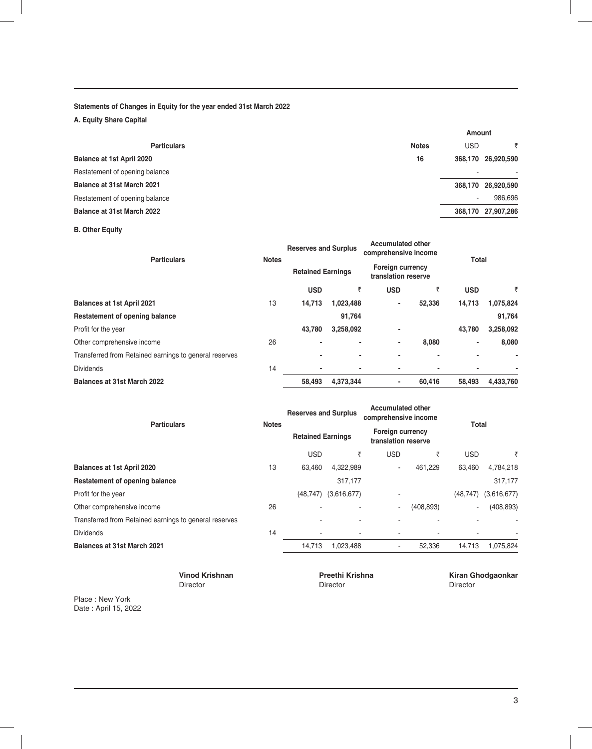**Statements of Changes in Equity for the year ended 31st March 2022**

**A. Equity Share Capital**

| Particulars | Notes | Amount | |
|---|---|---|---|
| | | USD | ₹ |
| **Balance at 1st April 2020** | **16** | **368,170** | **26,920,590** |
| Restatement of opening balance | | - | - |
| **Balance at 31st March 2021** | | **368,170** | **26,920,590** |
| Restatement of opening balance | | - | 986,696 |
| **Balance at 31st March 2022** | | **368,170** | **27,907,286** |

**B. Other Equity**

| Particulars | Notes | Reserves and Surplus | | Accumulated other comprehensive income | | Total | |
|---|---|---|---|---|---|---|---|
| | | Retained Earnings | | Foreign currency translation reserve | | | |
| | | **USD** | **₹** | **USD** | **₹** | **USD** | **₹** |
| **Balances at 1st April 2021** | 13 | **14,713** | **1,023,488** | **-** | **52,336** | **14,713** | **1,075,824** |
| **Restatement of opening balance** | | | **91,764** | | | | **91,764** |
| Profit for the year | | **43,780** | **3,258,092** | **-** | | **43,780** | **3,258,092** |
| Other comprehensive income | 26 | **-** | **-** | **-** | **8,080** | **-** | **8,080** |
| Transferred from Retained earnings to general reserves | | **-** | **-** | **-** | **-** | **-** | **-** |
| Dividends | 14 | **-** | **-** | **-** | **-** | **-** | **-** |
| **Balances at 31st March 2022** | | **58,493** | **4,373,344** | **-** | **60,416** | **58,493** | **4,433,760** |

| Particulars | Notes | Reserves and Surplus | | Accumulated other comprehensive income | | Total | |
|---|---|---|---|---|---|---|---|
| | | Retained Earnings | | Foreign currency translation reserve | | | |
| | | USD | ₹ | USD | ₹ | USD | ₹ |
| **Balances at 1st April 2020** | 13 | 63,460 | 4,322,989 | - | 461,229 | 63,460 | 4,784,218 |
| **Restatement of opening balance** | | | 317,177 | | | | 317,177 |
| Profit for the year | | (48,747) | (3,616,677) | - | | (48,747) | (3,616,677) |
| Other comprehensive income | 26 | - | - | - | (408,893) | - | (408,893) |
| Transferred from Retained earnings to general reserves | | - | - | - | - | - | - |
| Dividends | 14 | - | - | - | - | - | - |
| **Balances at 31st March 2021** | | 14,713 | 1,023,488 | - | 52,336 | 14,713 | 1,075,824 |

**Vinod Krishnan**
Director

**Preethi Krishna**
Director

**Kiran Ghodgaonkar**
Director

Place : New York
Date : April 15, 2022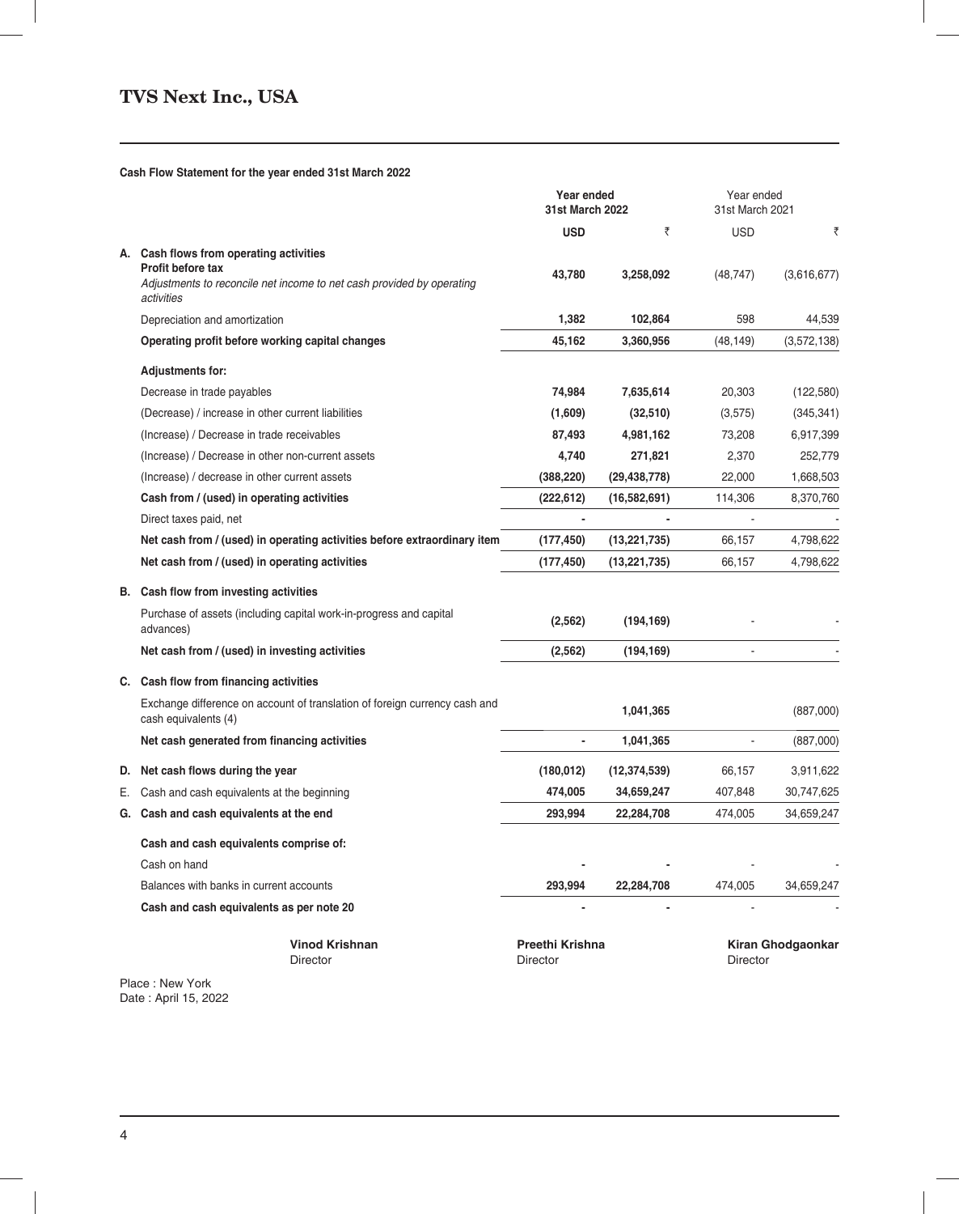# TVS Next Inc., USA

**Cash Flow Statement for the year ended 31st March 2022**

| | | Year ended 31st March 2022 | | Year ended 31st March 2021 | |
|---|---|---|---|---|---|
| | | **USD** | ₹ | USD | ₹ |
| **A.** | **Cash flows from operating activities** | | | | |
| | **Profit before tax** | **43,780** | **3,258,092** | (48,747) | (3,616,677) |
| | *Adjustments to reconcile net income to net cash provided by operating activities* | | | | |
| | Depreciation and amortization | **1,382** | **102,864** | 598 | 44,539 |
| | **Operating profit before working capital changes** | **45,162** | **3,360,956** | (48,149) | (3,572,138) |
| | **Adjustments for:** | | | | |
| | Decrease in trade payables | **74,984** | **7,635,614** | 20,303 | (122,580) |
| | (Decrease) / increase in other current liabilities | **(1,609)** | **(32,510)** | (3,575) | (345,341) |
| | (Increase) / Decrease in trade receivables | **87,493** | **4,981,162** | 73,208 | 6,917,399 |
| | (Increase) / Decrease in other non-current assets | **4,740** | **271,821** | 2,370 | 252,779 |
| | (Increase) / decrease in other current assets | **(388,220)** | **(29,438,778)** | 22,000 | 1,668,503 |
| | **Cash from / (used) in operating activities** | **(222,612)** | **(16,582,691)** | 114,306 | 8,370,760 |
| | Direct taxes paid, net | **-** | **-** | - | - |
| | **Net cash from / (used) in operating activities before extraordinary item** | **(177,450)** | **(13,221,735)** | 66,157 | 4,798,622 |
| | **Net cash from / (used) in operating activities** | **(177,450)** | **(13,221,735)** | 66,157 | 4,798,622 |
| **B.** | **Cash flow from investing activities** | | | | |
| | Purchase of assets (including capital work-in-progress and capital advances) | **(2,562)** | **(194,169)** | - | - |
| | **Net cash from / (used) in investing activities** | **(2,562)** | **(194,169)** | - | - |
| **C.** | **Cash flow from financing activities** | | | | |
| | Exchange difference on account of translation of foreign currency cash and cash equivalents (4) | | **1,041,365** | | (887,000) |
| | **Net cash generated from financing activities** | **-** | **1,041,365** | - | (887,000) |
| **D.** | **Net cash flows during the year** | **(180,012)** | **(12,374,539)** | 66,157 | 3,911,622 |
| E. | Cash and cash equivalents at the beginning | **474,005** | **34,659,247** | 407,848 | 30,747,625 |
| **G.** | **Cash and cash equivalents at the end** | **293,994** | **22,284,708** | 474,005 | 34,659,247 |
| | **Cash and cash equivalents comprise of:** | | | | |
| | Cash on hand | **-** | **-** | - | - |
| | Balances with banks in current accounts | **293,994** | **22,284,708** | 474,005 | 34,659,247 |
| | **Cash and cash equivalents as per note 20** | **-** | **-** | - | - |

**Vinod Krishnan**
Director

**Preethi Krishna**
Director

**Kiran Ghodgaonkar**
Director

Place : New York
Date : April 15, 2022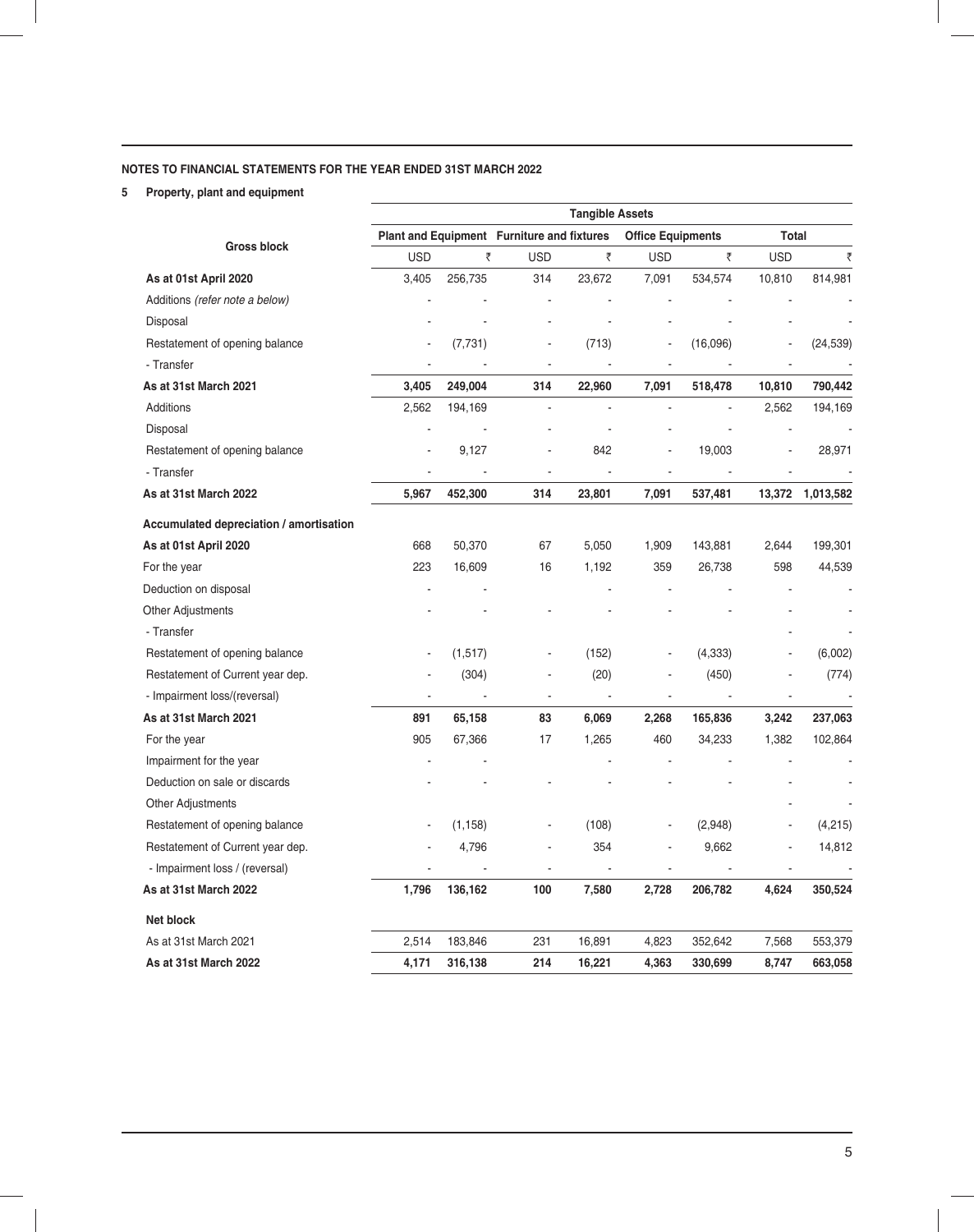**NOTES TO FINANCIAL STATEMENTS FOR THE YEAR ENDED 31ST MARCH 2022**

**5 Property, plant and equipment**

| Gross block | Tangible Assets | | | | | | | |
|---|---|---|---|---|---|---|---|---|
| | Plant and Equipment | | Furniture and fixtures | | Office Equipments | | Total | |
| | USD | ₹ | USD | ₹ | USD | ₹ | USD | ₹ |
| **As at 01st April 2020** | 3,405 | 256,735 | 314 | 23,672 | 7,091 | 534,574 | 10,810 | 814,981 |
| Additions *(refer note a below)* | - | - | - | - | - | - | - | - |
| Disposal | - | - | - | - | - | - | - | - |
| Restatement of opening balance | - | (7,731) | - | (713) | - | (16,096) | - | (24,539) |
| - Transfer | - | - | - | - | - | - | - | - |
| **As at 31st March 2021** | **3,405** | **249,004** | **314** | **22,960** | **7,091** | **518,478** | **10,810** | **790,442** |
| Additions | 2,562 | 194,169 | - | - | - | - | 2,562 | 194,169 |
| Disposal | - | - | - | - | - | - | - | - |
| Restatement of opening balance | - | 9,127 | - | 842 | - | 19,003 | - | 28,971 |
| - Transfer | - | - | - | - | - | - | - | - |
| **As at 31st March 2022** | **5,967** | **452,300** | **314** | **23,801** | **7,091** | **537,481** | **13,372** | **1,013,582** |
| **Accumulated depreciation / amortisation** | | | | | | | | |
| **As at 01st April 2020** | 668 | 50,370 | 67 | 5,050 | 1,909 | 143,881 | 2,644 | 199,301 |
| For the year | 223 | 16,609 | 16 | 1,192 | 359 | 26,738 | 598 | 44,539 |
| Deduction on disposal | - | - | | - | - | - | - | - |
| Other Adjustments | - | - | - | - | - | - | - | - |
| - Transfer | | | | | | | - | - |
| Restatement of opening balance | - | (1,517) | - | (152) | - | (4,333) | - | (6,002) |
| Restatement of Current year dep. | - | (304) | - | (20) | - | (450) | - | (774) |
| - Impairment loss/(reversal) | - | - | - | - | - | - | - | - |
| **As at 31st March 2021** | **891** | **65,158** | **83** | **6,069** | **2,268** | **165,836** | **3,242** | **237,063** |
| For the year | 905 | 67,366 | 17 | 1,265 | 460 | 34,233 | 1,382 | 102,864 |
| Impairment for the year | - | - | | - | - | - | - | - |
| Deduction on sale or discards | - | - | - | - | - | - | - | - |
| Other Adjustments | | | | | | | - | - |
| Restatement of opening balance | - | (1,158) | - | (108) | - | (2,948) | - | (4,215) |
| Restatement of Current year dep. | - | 4,796 | - | 354 | - | 9,662 | - | 14,812 |
| - Impairment loss / (reversal) | - | - | - | - | - | - | - | - |
| **As at 31st March 2022** | **1,796** | **136,162** | **100** | **7,580** | **2,728** | **206,782** | **4,624** | **350,524** |
| **Net block** | | | | | | | | |
| As at 31st March 2021 | 2,514 | 183,846 | 231 | 16,891 | 4,823 | 352,642 | 7,568 | 553,379 |
| **As at 31st March 2022** | **4,171** | **316,138** | **214** | **16,221** | **4,363** | **330,699** | **8,747** | **663,058** |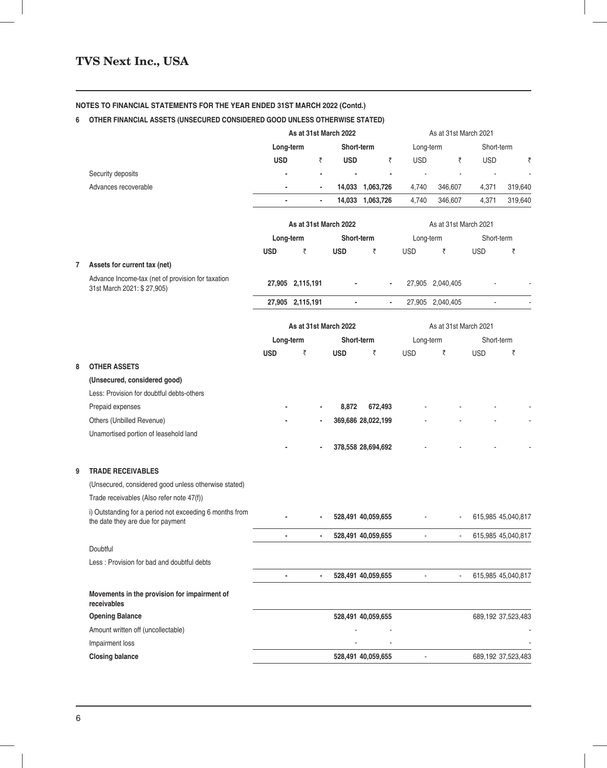## NOTES TO FINANCIAL STATEMENTS FOR THE YEAR ENDED 31ST MARCH 2022 (Contd.)

### 6 OTHER FINANCIAL ASSETS (UNSECURED CONSIDERED GOOD UNLESS OTHERWISE STATED)

| | As at 31st March 2022 | | | | As at 31st March 2021 | | | |
|---|---|---|---|---|---|---|---|---|
| | Long-term | | Short-term | | Long-term | | Short-term | |
| | USD | ₹ | USD | ₹ | USD | ₹ | USD | ₹ |
| Security deposits | - | - | - | - | - | - | - | - |
| Advances recoverable | - | - | 14,033 | 1,063,726 | 4,740 | 346,607 | 4,371 | 319,640 |
| | - | - | 14,033 | 1,063,726 | 4,740 | 346,607 | 4,371 | 319,640 |

### 7 Assets for current tax (net)

| | As at 31st March 2022 | | | | As at 31st March 2021 | | | |
|---|---|---|---|---|---|---|---|---|
| | Long-term | | Short-term | | Long-term | | Short-term | |
| | USD | ₹ | USD | ₹ | USD | ₹ | USD | ₹ |
| Advance Income-tax (net of provision for taxation 31st March 2021: $ 27,905) | 27,905 | 2,115,191 | - | - | 27,905 | 2,040,405 | - | - |
| | 27,905 | 2,115,191 | - | - | 27,905 | 2,040,405 | - | - |

### 8 OTHER ASSETS

| | As at 31st March 2022 | | | | As at 31st March 2021 | | | |
|---|---|---|---|---|---|---|---|---|
| | Long-term | | Short-term | | Long-term | | Short-term | |
| | USD | ₹ | USD | ₹ | USD | ₹ | USD | ₹ |
| **(Unsecured, considered good)** | | | | | | | | |
| Less: Provision for doubtful debts-others | | | | | | | | |
| Prepaid expenses | - | - | 8,872 | 672,493 | - | - | - | - |
| Others (Unbilled Revenue) | - | - | 369,686 | 28,022,199 | - | - | - | - |
| Unamortised portion of leasehold land | | | | | | | | |
| | - | - | 378,558 | 28,694,692 | - | - | - | - |

### 9 TRADE RECEIVABLES

| | As at 31st March 2022 | | | | As at 31st March 2021 | | | |
|---|---|---|---|---|---|---|---|---|
| | Long-term | | Short-term | | Long-term | | Short-term | |
| | USD | ₹ | USD | ₹ | USD | ₹ | USD | ₹ |
| (Unsecured, considered good unless otherwise stated) | | | | | | | | |
| Trade receivables (Also refer note 47(f)) | | | | | | | | |
| i) Outstanding for a period not exceeding 6 months from the date they are due for payment | - | - | 528,491 | 40,059,655 | - | - | 615,985 | 45,040,817 |
| | - | - | 528,491 | 40,059,655 | - | - | 615,985 | 45,040,817 |
| Doubtful | | | | | | | | |
| Less : Provision for bad and doubtful debts | | | | | | | | |
| | - | - | 528,491 | 40,059,655 | - | - | 615,985 | 45,040,817 |
| **Movements in the provision for impairment of receivables** | | | | | | | | |
| **Opening Balance** | | | 528,491 | 40,059,655 | | | 689,192 | 37,523,483 |
| Amount written off (uncollectable) | | | - | - | | | | - |
| Impairment loss | | | - | - | | | | - |
| **Closing balance** | | | 528,491 | 40,059,655 | - | | 689,192 | 37,523,483 |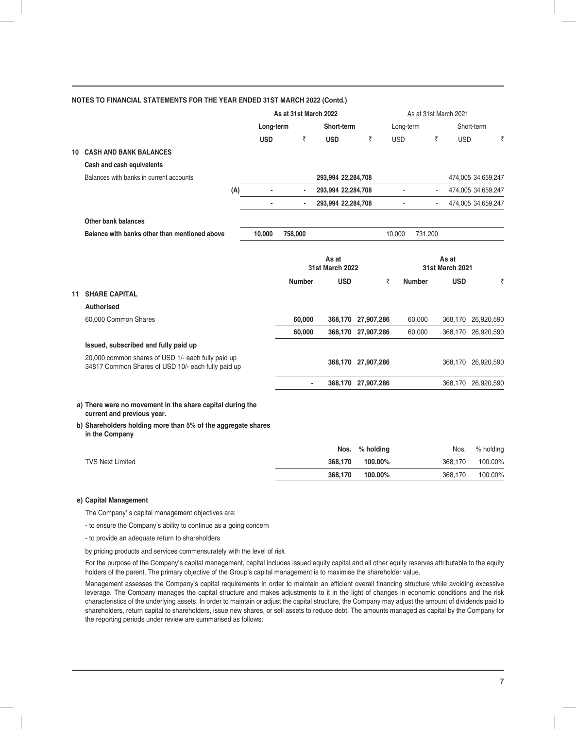**NOTES TO FINANCIAL STATEMENTS FOR THE YEAR ENDED 31ST MARCH 2022 (Contd.)**

| | | As at 31st March 2022 | | | | As at 31st March 2021 | | | |
|---|---|---|---|---|---|---|---|---|---|
| | | Long-term | | Short-term | | Long-term | | Short-term | |
| | | USD | ₹ | USD | ₹ | USD | ₹ | USD | ₹ |
| **10** | **CASH AND BANK BALANCES** | | | | | | | | |
| | **Cash and cash equivalents** | | | | | | | | |
| | Balances with banks in current accounts | | | 293,994 | 22,284,708 | | | 474,005 | 34,659,247 |
| | (A) | - | - | 293,994 | 22,284,708 | - | - | 474,005 | 34,659,247 |
| | | - | - | 293,994 | 22,284,708 | - | - | 474,005 | 34,659,247 |
| | **Other bank balances** | | | | | | | | |
| | **Balance with banks other than mentioned above** | 10,000 | 758,000 | | | 10,000 | 731,200 | | |

| | | As at 31st March 2022 | | | As at 31st March 2021 | | |
|---|---|---|---|---|---|---|---|
| | | Number | USD | ₹ | Number | USD | ₹ |
| **11** | **SHARE CAPITAL** | | | | | | |
| | **Authorised** | | | | | | |
| | 60,000 Common Shares | 60,000 | 368,170 | 27,907,286 | 60,000 | 368,170 | 26,920,590 |
| | | 60,000 | 368,170 | 27,907,286 | 60,000 | 368,170 | 26,920,590 |
| | **Issued, subscribed and fully paid up** | | | | | | |
| | 20,000 common shares of USD 1/- each fully paid up<br>34817 Common Shares of USD 10/- each fully paid up | | 368,170 | 27,907,286 | | 368,170 | 26,920,590 |
| | | - | 368,170 | 27,907,286 | | 368,170 | 26,920,590 |

**a) There were no movement in the share capital during the current and previous year.**

**b) Shareholders holding more than 5% of the aggregate shares in the Company**

| | Nos. | % holding | Nos. | % holding |
|---|---|---|---|---|
| TVS Next Limited | 368,170 | 100.00% | 368,170 | 100.00% |
| | 368,170 | 100.00% | 368,170 | 100.00% |

**e) Capital Management**

The Company' s capital management objectives are:

- to ensure the Company's ability to continue as a going concern

- to provide an adequate return to shareholders

by pricing products and services commensurately with the level of risk

For the purpose of the Company's capital management, capital includes issued equity capital and all other equity reserves attributable to the equity holders of the parent. The primary objective of the Group's capital management is to maximise the shareholder value.

Management assesses the Company's capital requirements in order to maintain an efficient overall financing structure while avoiding excessive leverage. The Company manages the capital structure and makes adjustments to it in the light of changes in economic conditions and the risk characteristics of the underlying assets. In order to maintain or adjust the capital structure, the Company may adjust the amount of dividends paid to shareholders, return capital to shareholders, issue new shares, or sell assets to reduce debt. The amounts managed as capital by the Company for the reporting periods under review are summarised as follows: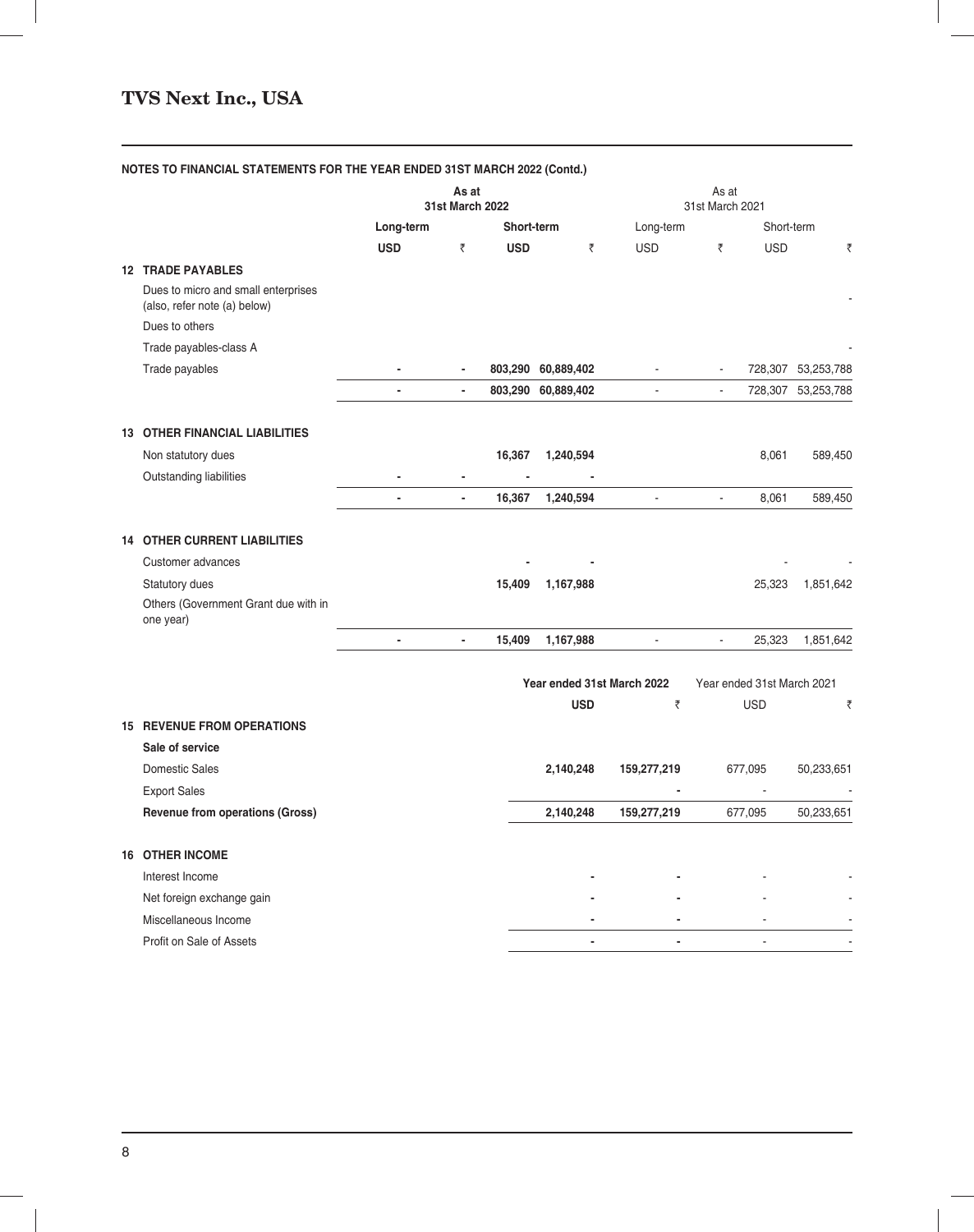## NOTES TO FINANCIAL STATEMENTS FOR THE YEAR ENDED 31ST MARCH 2022 (Contd.)

| | As at 31st March 2022 | | | | As at 31st March 2021 | | | |
|---|---|---|---|---|---|---|---|---|
| | Long-term | | Short-term | | Long-term | | Short-term | |
| | USD | ₹ | USD | ₹ | USD | ₹ | USD | ₹ |
| **12 TRADE PAYABLES** | | | | | | | | |
| Dues to micro and small enterprises (also, refer note (a) below) | | | | | | | | - |
| Dues to others | | | | | | | | |
| Trade payables-class A | | | | | | | | - |
| Trade payables | - | - | 803,290 | 60,889,402 | - | - | 728,307 | 53,253,788 |
| | - | - | 803,290 | 60,889,402 | - | - | 728,307 | 53,253,788 |
| **13 OTHER FINANCIAL LIABILITIES** | | | | | | | | |
| Non statutory dues | | | 16,367 | 1,240,594 | | | 8,061 | 589,450 |
| Outstanding liabilities | - | - | - | - | | | | |
| | - | - | 16,367 | 1,240,594 | - | - | 8,061 | 589,450 |
| **14 OTHER CURRENT LIABILITIES** | | | | | | | | |
| Customer advances | | | - | - | | | - | - |
| Statutory dues | | | 15,409 | 1,167,988 | | | 25,323 | 1,851,642 |
| Others (Government Grant due with in one year) | | | | | | | | |
| | - | - | 15,409 | 1,167,988 | - | - | 25,323 | 1,851,642 |

| | Year ended 31st March 2022 | | Year ended 31st March 2021 | |
|---|---|---|---|---|
| | USD | ₹ | USD | ₹ |
| **15 REVENUE FROM OPERATIONS** | | | | |
| **Sale of service** | | | | |
| Domestic Sales | 2,140,248 | 159,277,219 | 677,095 | 50,233,651 |
| Export Sales | | - | - | - |
| **Revenue from operations (Gross)** | 2,140,248 | 159,277,219 | 677,095 | 50,233,651 |
| **16 OTHER INCOME** | | | | |
| Interest Income | - | - | - | - |
| Net foreign exchange gain | - | - | - | - |
| Miscellaneous Income | - | - | - | - |
| Profit on Sale of Assets | - | - | - | - |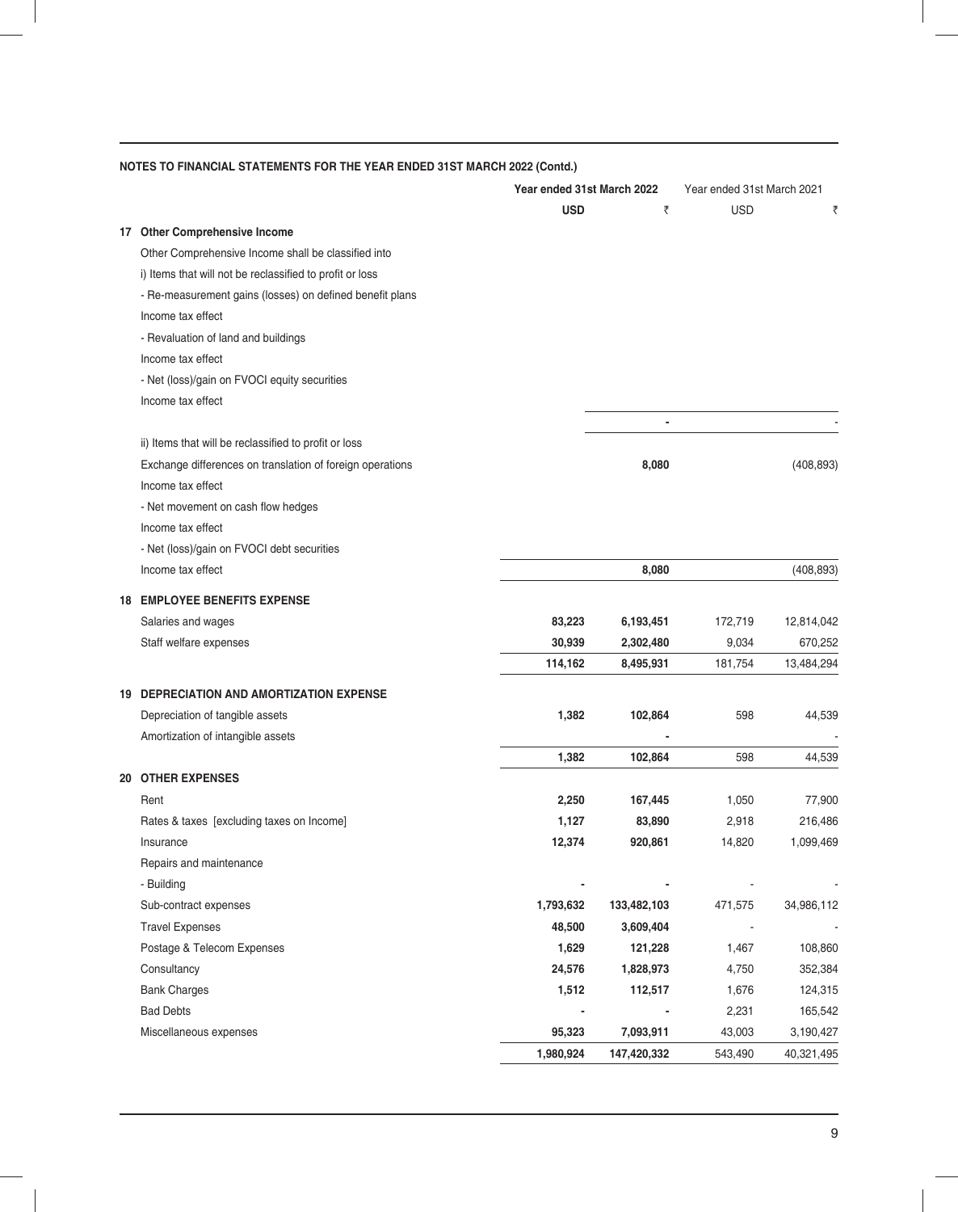**NOTES TO FINANCIAL STATEMENTS FOR THE YEAR ENDED 31ST MARCH 2022 (Contd.)**

| | | Year ended 31st March 2022 | | Year ended 31st March 2021 | |
|---|---|---|---|---|---|
| | | **USD** | **₹** | USD | ₹ |
| **17** | **Other Comprehensive Income** | | | | |
| | Other Comprehensive Income shall be classified into | | | | |
| | i) Items that will not be reclassified to profit or loss | | | | |
| | - Re-measurement gains (losses) on defined benefit plans | | | | |
| | Income tax effect | | | | |
| | - Revaluation of land and buildings | | | | |
| | Income tax effect | | | | |
| | - Net (loss)/gain on FVOCI equity securities | | | | |
| | Income tax effect | | | | |
| | | | **-** | | - |
| | ii) Items that will be reclassified to profit or loss | | | | |
| | Exchange differences on translation of foreign operations | | **8,080** | | (408,893) |
| | Income tax effect | | | | |
| | - Net movement on cash flow hedges | | | | |
| | Income tax effect | | | | |
| | - Net (loss)/gain on FVOCI debt securities | | | | |
| | Income tax effect | | **8,080** | | (408,893) |
| **18** | **EMPLOYEE BENEFITS EXPENSE** | | | | |
| | Salaries and wages | **83,223** | **6,193,451** | 172,719 | 12,814,042 |
| | Staff welfare expenses | **30,939** | **2,302,480** | 9,034 | 670,252 |
| | | **114,162** | **8,495,931** | 181,754 | 13,484,294 |
| **19** | **DEPRECIATION AND AMORTIZATION EXPENSE** | | | | |
| | Depreciation of tangible assets | **1,382** | **102,864** | 598 | 44,539 |
| | Amortization of intangible assets | | **-** | | - |
| | | **1,382** | **102,864** | 598 | 44,539 |
| **20** | **OTHER EXPENSES** | | | | |
| | Rent | **2,250** | **167,445** | 1,050 | 77,900 |
| | Rates & taxes [excluding taxes on Income] | **1,127** | **83,890** | 2,918 | 216,486 |
| | Insurance | **12,374** | **920,861** | 14,820 | 1,099,469 |
| | Repairs and maintenance | | | | |
| | - Building | **-** | **-** | - | - |
| | Sub-contract expenses | **1,793,632** | **133,482,103** | 471,575 | 34,986,112 |
| | Travel Expenses | **48,500** | **3,609,404** | - | - |
| | Postage & Telecom Expenses | **1,629** | **121,228** | 1,467 | 108,860 |
| | Consultancy | **24,576** | **1,828,973** | 4,750 | 352,384 |
| | Bank Charges | **1,512** | **112,517** | 1,676 | 124,315 |
| | Bad Debts | **-** | **-** | 2,231 | 165,542 |
| | Miscellaneous expenses | **95,323** | **7,093,911** | 43,003 | 3,190,427 |
| | | **1,980,924** | **147,420,332** | 543,490 | 40,321,495 |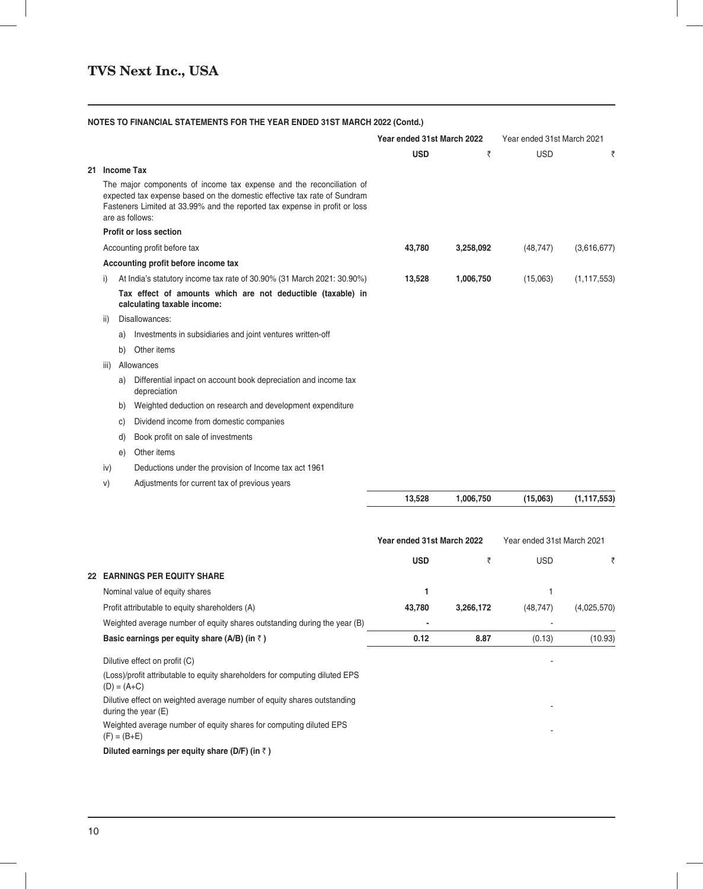## TVS Next Inc., USA

### NOTES TO FINANCIAL STATEMENTS FOR THE YEAR ENDED 31ST MARCH 2022 (Contd.)

| | | | Year ended 31st March 2022 | | Year ended 31st March 2021 | |
|---|---|---|---|---|---|---|
| | | | **USD** | ₹ | USD | ₹ |
| **21** | **Income Tax** | | | | | |
| | The major components of income tax expense and the reconciliation of expected tax expense based on the domestic effective tax rate of Sundram Fasteners Limited at 33.99% and the reported tax expense in profit or loss are as follows: | | | | | |
| | **Profit or loss section** | | | | | |
| | Accounting profit before tax | | **43,780** | **3,258,092** | (48,747) | (3,616,677) |
| | **Accounting profit before income tax** | | | | | |
| | i) | At India's statutory income tax rate of 30.90% (31 March 2021: 30.90%) | **13,528** | **1,006,750** | (15,063) | (1,117,553) |
| | | **Tax effect of amounts which are not deductible (taxable) in calculating taxable income:** | | | | |
| | ii) | Disallowances: | | | | |
| | | a) Investments in subsidiaries and joint ventures written-off | | | | |
| | | b) Other items | | | | |
| | iii) | Allowances | | | | |
| | | a) Differential inpact on account book depreciation and income tax depreciation | | | | |
| | | b) Weighted deduction on research and development expenditure | | | | |
| | | c) Dividend income from domestic companies | | | | |
| | | d) Book profit on sale of investments | | | | |
| | | e) Other items | | | | |
| | iv) | Deductions under the provision of Income tax act 1961 | | | | |
| | v) | Adjustments for current tax of previous years | | | | |
| | | | **13,528** | **1,006,750** | **(15,063)** | **(1,117,553)** |

| | | Year ended 31st March 2022 | | Year ended 31st March 2021 | |
|---|---|---|---|---|---|
| | | **USD** | ₹ | USD | ₹ |
| **22** | **EARNINGS PER EQUITY SHARE** | | | | |
| | Nominal value of equity shares | **1** | | 1 | |
| | Profit attributable to equity shareholders (A) | **43,780** | **3,266,172** | (48,747) | (4,025,570) |
| | Weighted average number of equity shares outstanding during the year (B) | **-** | | - | |
| | **Basic earnings per equity share (A/B) (in ₹ )** | **0.12** | **8.87** | (0.13) | (10.93) |
| | Dilutive effect on profit (C) | | | - | |
| | (Loss)/profit attributable to equity shareholders for computing diluted EPS (D) = (A+C) | | | | |
| | Dilutive effect on weighted average number of equity shares outstanding during the year (E) | | | - | |
| | Weighted average number of equity shares for computing diluted EPS (F) = (B+E) | | | - | |
| | **Diluted earnings per equity share (D/F) (in ₹ )** | | | | |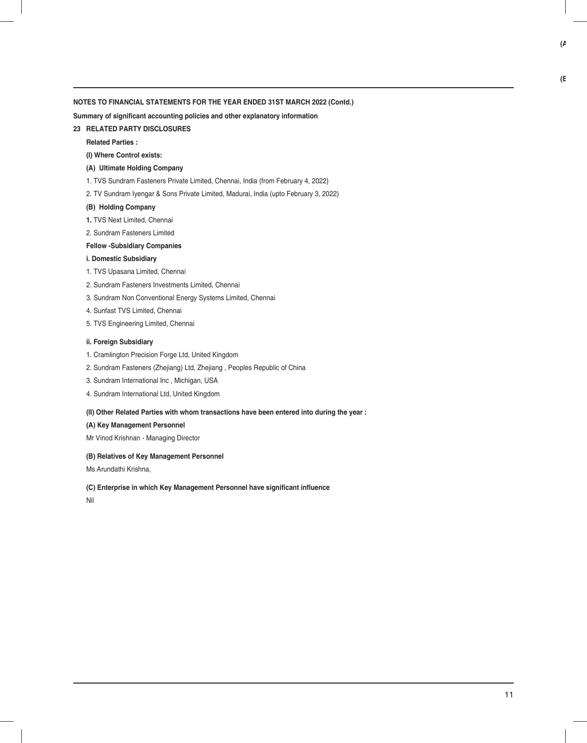**NOTES TO FINANCIAL STATEMENTS FOR THE YEAR ENDED 31ST MARCH 2022 (Contd.)**

**Summary of significant accounting policies and other explanatory information**

## 23 RELATED PARTY DISCLOSURES

**Related Parties :**

**(I) Where Control exists:**

**(A) Ultimate Holding Company**

1. TVS Sundram Fasteners Private Limited, Chennai, India (from February 4, 2022)
2. TV Sundram Iyengar & Sons Private Limited, Madurai, India (upto February 3, 2022)

**(B) Holding Company**

1. TVS Next Limited, Chennai
2. Sundram Fasteners Limited

**Fellow -Subsidiary Companies**

**i. Domestic Subsidiary**

1. TVS Upasana Limited, Chennai
2. Sundram Fasteners Investments Limited, Chennai
3. Sundram Non Conventional Energy Systems Limited, Chennai
4. Sunfast TVS Limited, Chennai
5. TVS Engineering Limited, Chennai

**ii. Foreign Subsidiary**

1. Cramlington Precision Forge Ltd, United Kingdom
2. Sundram Fasteners (Zhejiang) Ltd, Zhejiang , Peoples Republic of China
3. Sundram International Inc , Michigan, USA
4. Sundram International Ltd, United Kingdom

**(II) Other Related Parties with whom transactions have been entered into during the year :**

**(A) Key Management Personnel**

Mr Vinod Krishnan - Managing Director

**(B) Relatives of Key Management Personnel**

Ms Arundathi Krishna,

**(C) Enterprise in which Key Management Personnel have significant influence**

Nil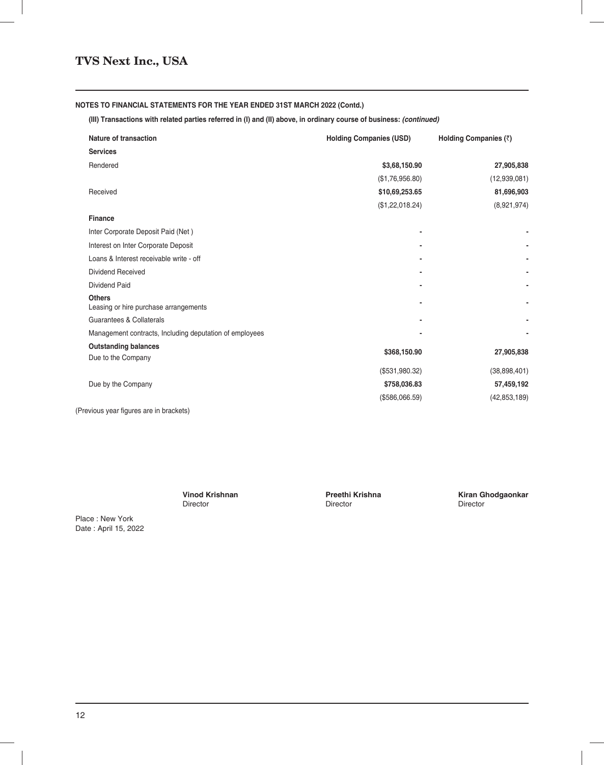# TVS Next Inc., USA

**NOTES TO FINANCIAL STATEMENTS FOR THE YEAR ENDED 31ST MARCH 2022 (Contd.)**

**(III) Transactions with related parties referred in (I) and (II) above, in ordinary course of business:** ***(continued)***

| Nature of transaction | Holding Companies (USD) | Holding Companies (₹) |
|---|---|---|
| **Services** | | |
| Rendered | **$3,68,150.90** | **27,905,838** |
| | ($1,76,956.80) | (12,939,081) |
| Received | **$10,69,253.65** | **81,696,903** |
| | ($1,22,018.24) | (8,921,974) |
| **Finance** | | |
| Inter Corporate Deposit Paid (Net ) | - | - |
| Interest on Inter Corporate Deposit | - | - |
| Loans & Interest receivable write - off | - | - |
| Dividend Received | - | - |
| Dividend Paid | - | - |
| **Others** Leasing or hire purchase arrangements | - | - |
| Guarantees & Collaterals | - | - |
| Management contracts, Including deputation of employees | - | - |
| **Outstanding balances** Due to the Company | **$368,150.90** | **27,905,838** |
| | ($531,980.32) | (38,898,401) |
| Due by the Company | **$758,036.83** | **57,459,192** |
| | ($586,066.59) | (42,853,189) |

(Previous year figures are in brackets)

**Vinod Krishnan**
Director

**Preethi Krishna**
Director

**Kiran Ghodgaonkar**
Director

Place : New York
Date : April 15, 2022